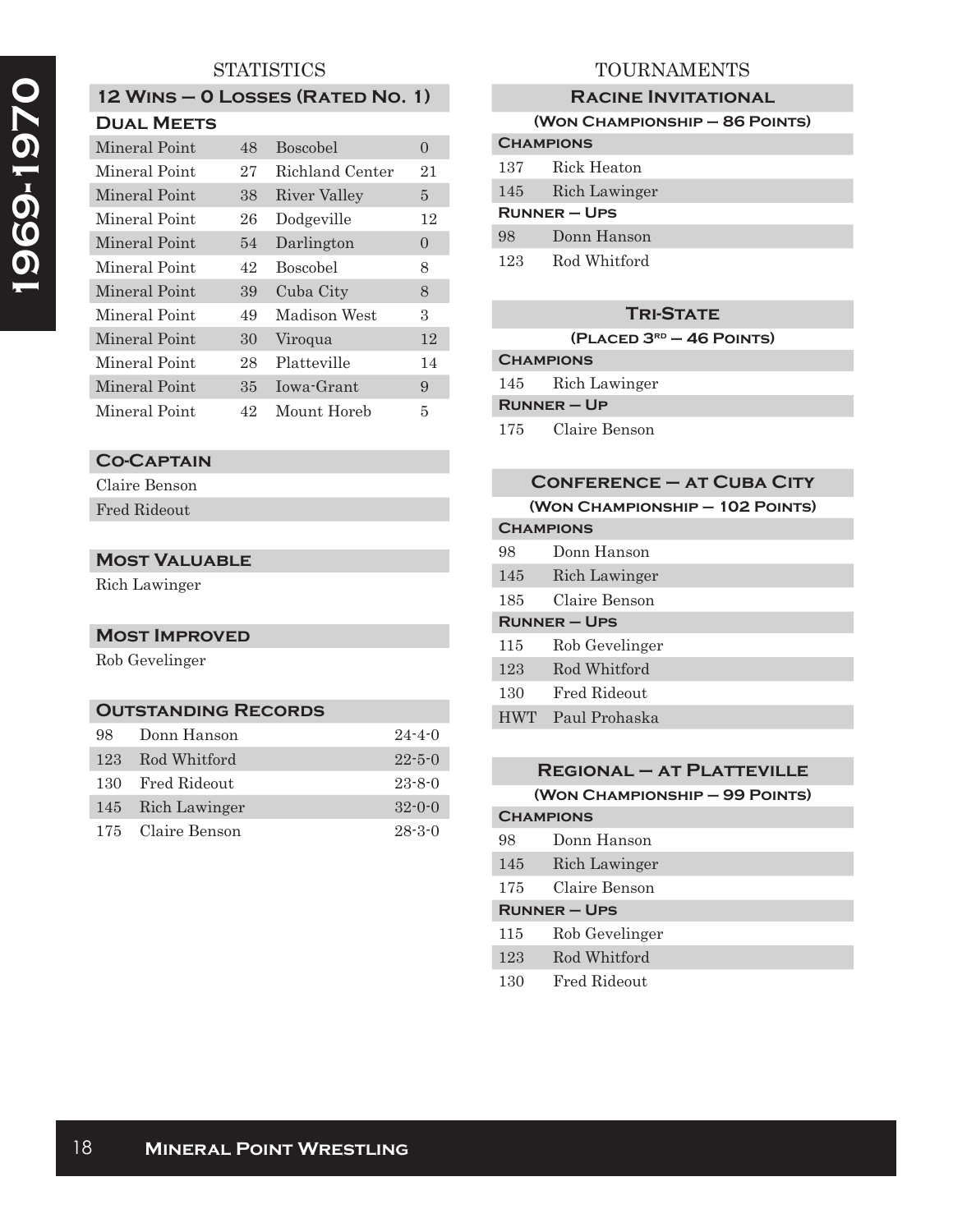# 1969-1970

## STATISTICS

### 12 Wins – 0 Losses (Rated No. 1)

#### Dual Meets

| | | | |
|---|---|---|---|
| Mineral Point | 48 | Boscobel | 0 |
| Mineral Point | 27 | Richland Center | 21 |
| Mineral Point | 38 | River Valley | 5 |
| Mineral Point | 26 | Dodgeville | 12 |
| Mineral Point | 54 | Darlington | 0 |
| Mineral Point | 42 | Boscobel | 8 |
| Mineral Point | 39 | Cuba City | 8 |
| Mineral Point | 49 | Madison West | 3 |
| Mineral Point | 30 | Viroqua | 12 |
| Mineral Point | 28 | Platteville | 14 |
| Mineral Point | 35 | Iowa-Grant | 9 |
| Mineral Point | 42 | Mount Horeb | 5 |

### Co-Captain

Claire Benson

Fred Rideout

### Most Valuable

Rich Lawinger

### Most Improved

Rob Gevelinger

### Outstanding Records

| | | |
|---|---|---|
| 98 | Donn Hanson | 24-4-0 |
| 123 | Rod Whitford | 22-5-0 |
| 130 | Fred Rideout | 23-8-0 |
| 145 | Rich Lawinger | 32-0-0 |
| 175 | Claire Benson | 28-3-0 |

## TOURNAMENTS

### Racine Invitational

**(Won Championship – 86 Points)**

**Champions**

| | |
|---|---|
| 137 | Rick Heaton |
| 145 | Rich Lawinger |

**Runner – Ups**

| | |
|---|---|
| 98 | Donn Hanson |
| 123 | Rod Whitford |

### Tri-State

**(Placed 3rd – 46 Points)**

**Champions**

| | |
|---|---|
| 145 | Rich Lawinger |

**Runner – Up**

| | |
|---|---|
| 175 | Claire Benson |

### Conference – at Cuba City

**(Won Championship – 102 Points)**

**Champions**

| | |
|---|---|
| 98 | Donn Hanson |
| 145 | Rich Lawinger |
| 185 | Claire Benson |

**Runner – Ups**

| | |
|---|---|
| 115 | Rob Gevelinger |
| 123 | Rod Whitford |
| 130 | Fred Rideout |
| HWT | Paul Prohaska |

### Regional – at Platteville

**(Won Championship – 99 Points)**

**Champions**

| | |
|---|---|
| 98 | Donn Hanson |
| 145 | Rich Lawinger |
| 175 | Claire Benson |

**Runner – Ups**

| | |
|---|---|
| 115 | Rob Gevelinger |
| 123 | Rod Whitford |
| 130 | Fred Rideout |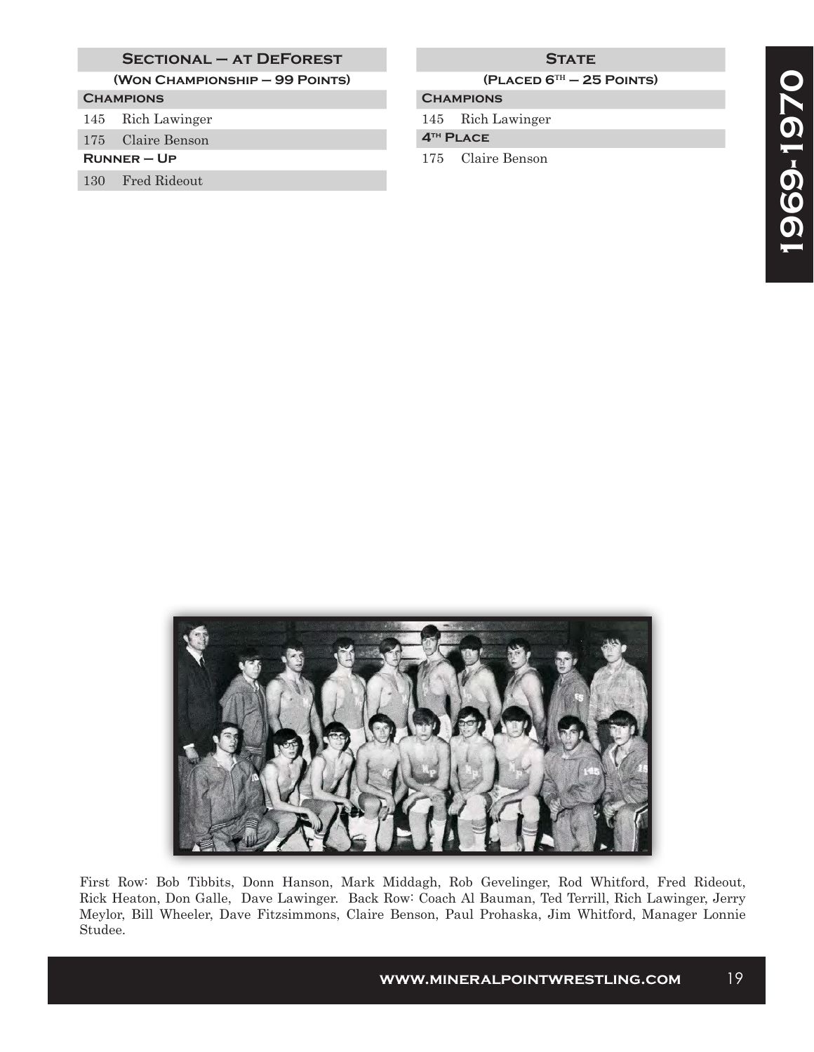## Sectional – at DeForest

**(Won Championship – 99 Points)**

| | |
|---|---|
| **Champions** | |
| 145 | Rich Lawinger |
| 175 | Claire Benson |
| **Runner – Up** | |
| 130 | Fred Rideout |

## State

**(Placed 6th – 25 Points)**

| | |
|---|---|
| **Champions** | |
| 145 | Rich Lawinger |
| **4th Place** | |
| 175 | Claire Benson |

First Row: Bob Tibbits, Donn Hanson, Mark Middagh, Rob Gevelinger, Rod Whitford, Fred Rideout, Rick Heaton, Don Galle, Dave Lawinger. Back Row: Coach Al Bauman, Ted Terrill, Rich Lawinger, Jerry Meylor, Bill Wheeler, Dave Fitzsimmons, Claire Benson, Paul Prohaska, Jim Whitford, Manager Lonnie Studee.